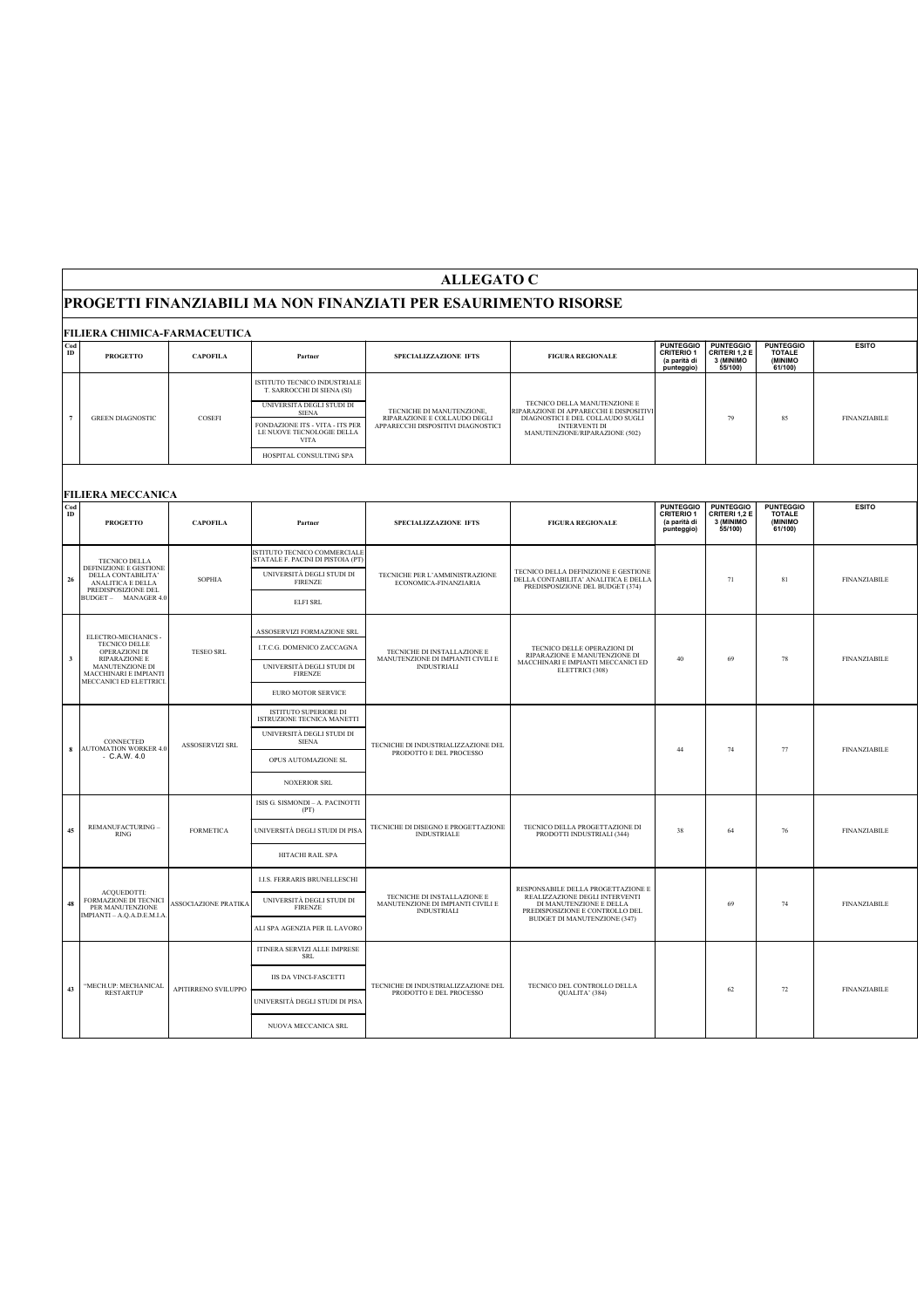# ALLEGATO C

## PROGETTI FINANZIABILI MA NON FINANZIATI PER ESAURIMENTO RISORSE

### FILIERA CHIMICA-FARMACEUTICA

| Cod ID | PROGETTO | CAPOFILA | Partner | SPECIALIZZAZIONE IFTS | FIGURA REGIONALE | PUNTEGGIO CRITERIO 1 (a parità di punteggio) | PUNTEGGIO CRITERI 1,2 E 3 (MINIMO 55/100) | PUNTEGGIO TOTALE (MINIMO 61/100) | ESITO |
|---|---|---|---|---|---|---|---|---|---|
| 7 | GREEN DIAGNOSTIC | COSEFI | ISTITUTO TECNICO INDUSTRIALE T. SARROCCHI DI SIENA (SI)<br>UNIVERSITÀ DEGLI STUDI DI SIENA<br>FONDAZIONE ITS - VITA - ITS PER LE NUOVE TECNOLOGIE DELLA VITA<br>HOSPITAL CONSULTING SPA | TECNICHE DI MANUTENZIONE, RIPARAZIONE E COLLAUDO DEGLI APPARECCHI DISPOSITIVI DIAGNOSTICI | TECNICO DELLA MANUTENZIONE E RIPARAZIONE DI APPARECCHI E DISPOSITIVI DIAGNOSTICI E DEL COLLAUDO SUGLI INTERVENTI DI MANUTENZIONE/RIPARAZIONE (502) | | 79 | 85 | FINANZIABILE |

### FILIERA MECCANICA

| Cod ID | PROGETTO | CAPOFILA | Partner | SPECIALIZZAZIONE IFTS | FIGURA REGIONALE | PUNTEGGIO CRITERIO 1 (a parità di punteggio) | PUNTEGGIO CRITERI 1,2 E 3 (MINIMO 55/100) | PUNTEGGIO TOTALE (MINIMO 61/100) | ESITO |
|---|---|---|---|---|---|---|---|---|---|
| 26 | TECNICO DELLA DEFINIZIONE E GESTIONE DELLA CONTABILITA' ANALITICA E DELLA PREDISPOSIZIONE DEL BUDGET – MANAGER 4.0 | SOPHIA | ISTITUTO TECNICO COMMERCIALE STATALE F. PACINI DI PISTOIA (PT)<br>UNIVERSITÀ DEGLI STUDI DI FIRENZE<br>ELFI SRL | TECNICHE PER L'AMMINISTRAZIONE ECONOMICA-FINANZIARIA | TECNICO DELLA DEFINIZIONE E GESTIONE DELLA CONTABILITA' ANALITICA E DELLA PREDISPOSIZIONE DEL BUDGET (374) | | 71 | 81 | FINANZIABILE |
| 3 | ELECTRO-MECHANICS - TECNICO DELLE OPERAZIONI DI RIPARAZIONE E MANUTENZIONE DI MACCHINARI E IMPIANTI MECCANICI ED ELETTRICI | TESEO SRL | ASSOSERVIZI FORMAZIONE SRL<br>I.T.C.G. DOMENICO ZACCAGNA<br>UNIVERSITÀ DEGLI STUDI DI FIRENZE<br>EURO MOTOR SERVICE | TECNICHE DI INSTALLAZIONE E MANUTENZIONE DI IMPIANTI CIVILI E INDUSTRIALI | TECNICO DELLE OPERAZIONI DI RIPARAZIONE E MANUTENZIONE DI MACCHINARI E IMPIANTI MECCANICI ED ELETTRICI (308) | 40 | 69 | 78 | FINANZIABILE |
| 8 | CONNECTED AUTOMATION WORKER 4.0 - C.A.W. 4.0 | ASSOSERVIZI SRL | ISTITUTO SUPERIORE DI ISTRUZIONE TECNICA MANETTI<br>UNIVERSITÀ DEGLI STUDI DI SIENA<br>OPUS AUTOMAZIONE SL<br>NOXERIOR SRL | TECNICHE DI INDUSTRIALIZZAZIONE DEL PRODOTTO E DEL PROCESSO | | 44 | 74 | 77 | FINANZIABILE |
| 45 | REMANUFACTURING – RING | FORMETICA | ISIS G. SISMONDI – A. PACINOTTI (PT)<br>UNIVERSITÀ DEGLI STUDI DI PISA<br>HITACHI RAIL SPA | TECNICHE DI DISEGNO E PROGETTAZIONE INDUSTRIALE | TECNICO DELLA PROGETTAZIONE DI PRODOTTI INDUSTRIALI (344) | 38 | 64 | 76 | FINANZIABILE |
| 48 | ACQUEDOTTI: FORMAZIONE DI TECNICI PER MANUTENZIONE IMPIANTI – A.Q.A.D.E.M.I.A. | ASSOCIAZIONE PRATIKA | I.I.S. FERRARIS BRUNELLESCHI<br>UNIVERSITÀ DEGLI STUDI DI FIRENZE<br>ALI SPA AGENZIA PER IL LAVORO | TECNICHE DI INSTALLAZIONE E MANUTENZIONE DI IMPIANTI CIVILI E INDUSTRIALI | RESPONSABILE DELLA PROGETTAZIONE E REALIZZAZIONE DEGLI INTERVENTI DI MANUTENZIONE E DELLA PREDISPOSIZIONE E CONTROLLO DEL BUDGET DI MANUTENZIONE (347) | | 69 | 74 | FINANZIABILE |
| 43 | "MECH.UP: MECHANICAL RESTARTUP | APITIRRENO SVILUPPO | ITINERA SERVIZI ALLE IMPRESE SRL<br>IIS DA VINCI-FASCETTI<br>UNIVERSITÀ DEGLI STUDI DI PISA<br>NUOVA MECCANICA SRL | TECNICHE DI INDUSTRIALIZZAZIONE DEL PRODOTTO E DEL PROCESSO | TECNICO DEL CONTROLLO DELLA QUALITA' (384) | | 62 | 72 | FINANZIABILE |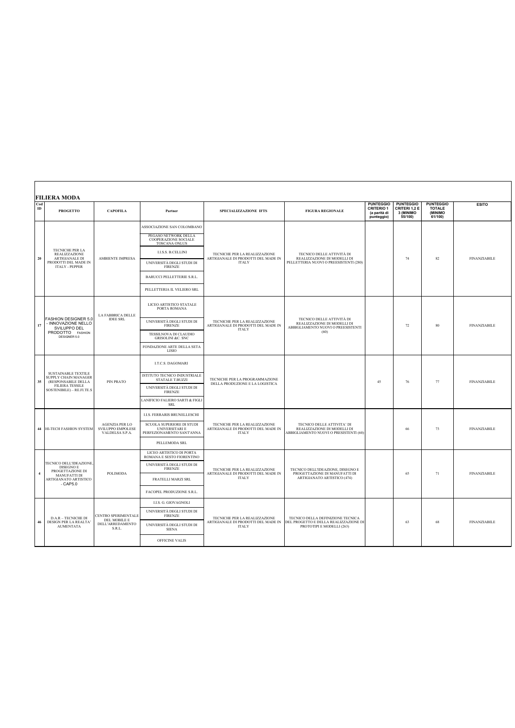## FILIERA MODA

| Cod ID | PROGETTO | CAPOFILA | Partner | SPECIALIZZAZIONE IFTS | FIGURA REGIONALE | PUNTEGGIO CRITERIO 1 (a parità di punteggio) | PUNTEGGIO CRITERI 1,2 E 3 (MINIMO 55/100) | PUNTEGGIO TOTALE (MINIMO 61/100) | ESITO |
|---|---|---|---|---|---|---|---|---|---|
| 20 | TECNICHE PER LA REALIZZAZIONE ARTIGIANALE DI PRODOTTI DEL MADE IN ITALY - PEPPER | AMBIENTE IMPRESA | ASSOCIAZIONE SAN COLOMBANO; PEGASO NETWORK DELLA COOPERAZIONE SOCIALE TOSCANA ONLUS; I.I.S.S. B.CELLINI; UNIVERSITÀ DEGLI STUDI DI FIRENZE; BARUCCI PELLETTERIE S.R.L.; PELLETTERIA IL VELIERO SRL | TECNICHE PER LA REALIZZAZIONE ARTIGIANALE DI PRODOTTI DEL MADE IN ITALY | TECNICO DELLE ATTIVITÀ DI REALIZZAZIONE DI MODELLI DI PELLETTERIA NUOVI O PREESISTENTI (280) | | 74 | 82 | FINANZIABILE |
| 17 | FASHION DESIGNER 5.0 - INNOVAZIONE NELLO SVILUPPO DEL PRODOTTO FASHION DESIGNER 5.0 | LA FABBRICA DELLE IDEE SRL | LICEO ARTISTICO STATALE PORTA ROMANA; UNIVERSITÀ DEGLI STUDI DI FIRENZE; TESSILNOVA DI CLAUDIO GRISOLINI &C. SNC; FONDAZIONE ARTE DELLA SETA LISIO | TECNICHE PER LA REALIZZAZIONE ARTIGIANALE DI PRODOTTI DEL MADE IN ITALY | TECNICO DELLE ATTIVITÀ DI REALIZZAZIONE DI MODELLI DI ABBIGLIAMENTO NUOVI O PREESISTENTI (60) | | 72 | 80 | FINANZIABILE |
| 35 | SUSTAINABLE TEXTILE SUPPLY CHAIN MANAGER (RESPONSABILE DELLA FILIERA TESSILE SOSTENIBILE) – RE.FI.TE.S | PIN PRATO | I.T.C.S. DAGOMARI; ISTITUTO TECNICO INDUSTRIALE STATALE T.BUZZI; UNIVERSITÀ DEGLI STUDI DI FIRENZE; LANIFICIO FALIERO SARTI & FIGLI SRL | TECNICHE PER LA PROGRAMMAZIONE DELLA PRODUZIONE E LA LOGISTICA | | 45 | 76 | 77 | FINANZIABILE |
| 44 | HI-TECH FASHION SYSTEM | AGENZIA PER LO SVILUPPO EMPOLESE VALDELSA S.P.A. | I.I.S. FERRARIS BRUNELLESCHI; SCUOLA SUPERIORE DI STUDI UNIVERSITARI E PERFEZIONAMENTO SANT'ANNA; PELLEMODA SRL | TECNICHE PER LA REALIZZAZIONE ARTIGIANALE DI PRODOTTI DEL MADE IN ITALY | TECNICO DELLE ATTIVITA' DI REALIZZAZIONE DI MODELLI DI ABBIGLIAMENTO NUOVI O PRESISTENTI (60) | | 66 | 73 | FINANZIABILE |
| 4 | TECNICO DELL'IDEAZIONE, DISEGNO E PROGETTAZIONE DI MANUFATTI DI ARTIGIANATO ARTISTICO - CAP5.0 | POLIMODA | LICEO ARTISTICO DI PORTA ROMANA E SESTO FIORENTINO; UNIVERSITÀ DEGLI STUDI DI FIRENZE; FRATELLI MARZI SRL; FACOPEL PRODUZIONE S.R.L. | TECNICHE PER LA REALIZZAZIONE ARTIGIANALE DI PRODOTTI DEL MADE IN ITALY | TECNICO DELL'IDEAZIONE, DISEGNO E PROGETTAZIONE DI MANUFATTI DI ARTIGIANATO ARTISTICO (474) | | 65 | 71 | FINANZIABILE |
| 46 | D.A.R – TECNICHE DI DESIGN PER LA REALTA' AUMENTATA | CENTRO SPERIMENTALE DEL MOBILE E DELL'ARREDAMENTO S.R.L. | I.I.S. G. GIOVAGNOLI; UNIVERSITÀ DEGLI STUDI DI FIRENZE; UNIVERSITÀ DEGLI STUDI DI SIENA; OFFICINE VALIS | TECNICHE PER LA REALIZZAZIONE ARTIGIANALE DI PRODOTTI DEL MADE IN ITALY | TECNICO DELLA DEFINIZIONE TECNICA DEL PROGETTO E DELLA REALIZZAZIONE DI PROTOTIPI E MODELLI (263) | | 63 | 68 | FINANZIABILE |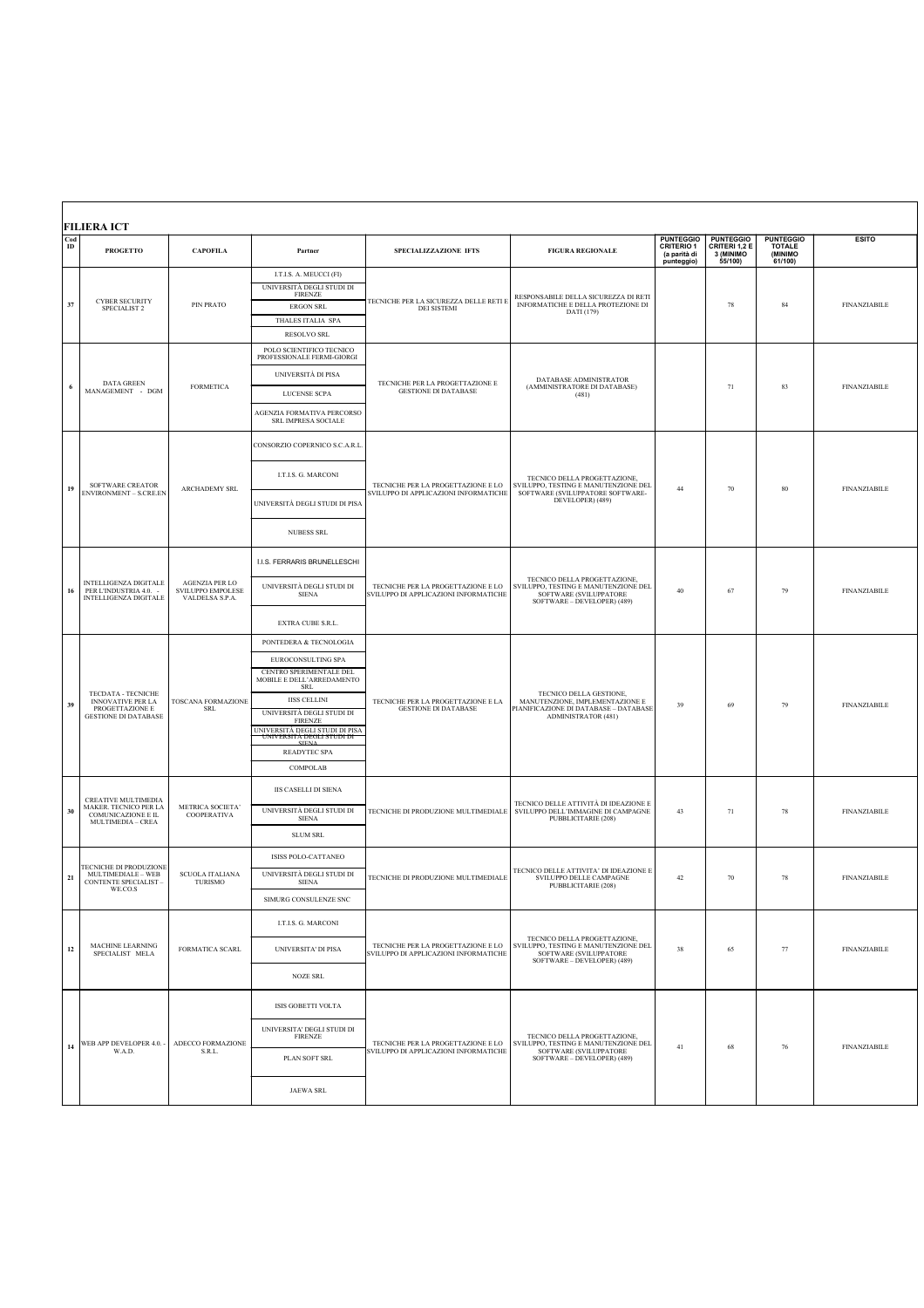## FILIERA ICT

| Cod ID | PROGETTO | CAPOFILA | Partner | SPECIALIZZAZIONE IFTS | FIGURA REGIONALE | PUNTEGGIO CRITERIO 1 (a parità di punteggio) | PUNTEGGIO CRITERI 1,2 E 3 (MINIMO 55/100) | PUNTEGGIO TOTALE (MINIMO 61/100) | ESITO |
|---|---|---|---|---|---|---|---|---|---|
| 37 | CYBER SECURITY SPECIALIST 2 | PIN PRATO | I.T.I.S. A. MEUCCI (FI)<br>UNIVERSITÀ DEGLI STUDI DI FIRENZE<br>ERGON SRL<br>THALES ITALIA SPA<br>RESOLVO SRL | TECNICHE PER LA SICUREZZA DELLE RETI E DEI SISTEMI | RESPONSABILE DELLA SICUREZZA DI RETI INFORMATICHE E DELLA PROTEZIONE DI DATI (179) | | 78 | 84 | FINANZIABILE |
| 6 | DATA GREEN MANAGEMENT - DGM | FORMETICA | POLO SCIENTIFICO TECNICO PROFESSIONALE FERMI-GIORGI<br>UNIVERSITÀ DI PISA<br>LUCENSE SCPA<br>AGENZIA FORMATIVA PERCORSO SRL IMPRESA SOCIALE | TECNICHE PER LA PROGETTAZIONE E GESTIONE DI DATABASE | DATABASE ADMINISTRATOR (AMMINISTRATORE DI DATABASE) (481) | | 71 | 83 | FINANZIABILE |
| 19 | SOFTWARE CREATOR ENVIRONMENT – S.CRE.EN | ARCHADEMY SRL | CONSORZIO COPERNICO S.C.A.R.L.<br>I.T.I.S. G. MARCONI<br>UNIVERSITÀ DEGLI STUDI DI PISA<br>NUBESS SRL | TECNICHE PER LA PROGETTAZIONE E LO SVILUPPO DI APPLICAZIONI INFORMATICHE | TECNICO DELLA PROGETTAZIONE, SVILUPPO, TESTING E MANUTENZIONE DEL SOFTWARE (SVILUPPATORE SOFTWARE-DEVELOPER) (489) | 44 | 70 | 80 | FINANZIABILE |
| 16 | INTELLIGENZA DIGITALE PER L'INDUSTRIA 4.0. - INTELLIGENZA DIGITALE | AGENZIA PER LO SVILUPPO EMPOLESE VALDELSA S.P.A. | I.I.S. FERRARIS BRUNELLESCHI<br>UNIVERSITÀ DEGLI STUDI DI SIENA<br>EXTRA CUBE S.R.L. | TECNICHE PER LA PROGETTAZIONE E LO SVILUPPO DI APPLICAZIONI INFORMATICHE | TECNICO DELLA PROGETTAZIONE, SVILUPPO, TESTING E MANUTENZIONE DEL SOFTWARE (SVILUPPATORE SOFTWARE – DEVELOPER) (489) | 40 | 67 | 79 | FINANZIABILE |
| 39 | TECDATA - TECNICHE INNOVATIVE PER LA PROGETTAZIONE E GESTIONE DI DATABASE | TOSCANA FORMAZIONE SRL | PONTEDERA & TECNOLOGIA<br>EUROCONSULTING SPA<br>CENTRO SPERIMENTALE DEL MOBILE E DELL'ARREDAMENTO SRL<br>IISS CELLINI<br>UNIVERSITÀ DEGLI STUDI DI FIRENZE<br>UNIVERSITÀ DEGLI STUDI DI PISA<br>UNIVERSITÀ DEGLI STUDI DI SIENA<br>READYTEC SPA<br>COMPOLAB | TECNICHE PER LA PROGETTAZIONE E LA GESTIONE DI DATABASE | TECNICO DELLA GESTIONE, MANUTENZIONE, IMPLEMENTAZIONE E PIANIFICAZIONE DI DATABASE – DATABASE ADMINISTRATOR (481) | 39 | 69 | 79 | FINANZIABILE |
| 30 | CREATIVE MULTIMEDIA MAKER. TECNICO PER LA COMUNICAZIONE E IL MULTIMEDIA – CREA | METRICA SOCIETA' COOPERATIVA | IIS CASELLI DI SIENA<br>UNIVERSITÀ DEGLI STUDI DI SIENA<br>SLUM SRL | TECNICHE DI PRODUZIONE MULTIMEDIALE | TECNICO DELLE ATTIVITÀ DI IDEAZIONE E SVILUPPO DELL'IMMAGINE DI CAMPAGNE PUBBLICITARIE (208) | 43 | 71 | 78 | FINANZIABILE |
| 21 | TECNICHE DI PRODUZIONE MULTIMEDIALE – WEB CONTENTE SPECIALIST – WE.CO.S | SCUOLA ITALIANA TURISMO | ISISS POLO-CATTANEO<br>UNIVERSITÀ DEGLI STUDI DI SIENA<br>SIMURG CONSULENZE SNC | TECNICHE DI PRODUZIONE MULTIMEDIALE | TECNICO DELLE ATTIVITA' DI IDEAZIONE E SVILUPPO DELLE CAMPAGNE PUBBLICITARIE (208) | 42 | 70 | 78 | FINANZIABILE |
| 12 | MACHINE LEARNING SPECIALIST MELA | FORMATICA SCARL | I.T.I.S. G. MARCONI<br>UNIVERSITA' DI PISA<br>NOZE SRL | TECNICHE PER LA PROGETTAZIONE E LO SVILUPPO DI APPLICAZIONI INFORMATICHE | TECNICO DELLA PROGETTAZIONE, SVILUPPO, TESTING E MANUTENZIONE DEL SOFTWARE (SVILUPPATORE SOFTWARE – DEVELOPER) (489) | 38 | 65 | 77 | FINANZIABILE |
| 14 | WEB APP DEVELOPER 4.0. - W.A.D. | ADECCO FORMAZIONE S.R.L. | ISIS GOBETTI VOLTA<br>UNIVERSITA' DEGLI STUDI DI FIRENZE<br>PLAN SOFT SRL<br>JAEWA SRL | TECNICHE PER LA PROGETTAZIONE E LO SVILUPPO DI APPLICAZIONI INFORMATICHE | TECNICO DELLA PROGETTAZIONE, SVILUPPO, TESTING E MANUTENZIONE DEL SOFTWARE (SVILUPPATORE SOFTWARE – DEVELOPER) (489) | 41 | 68 | 76 | FINANZIABILE |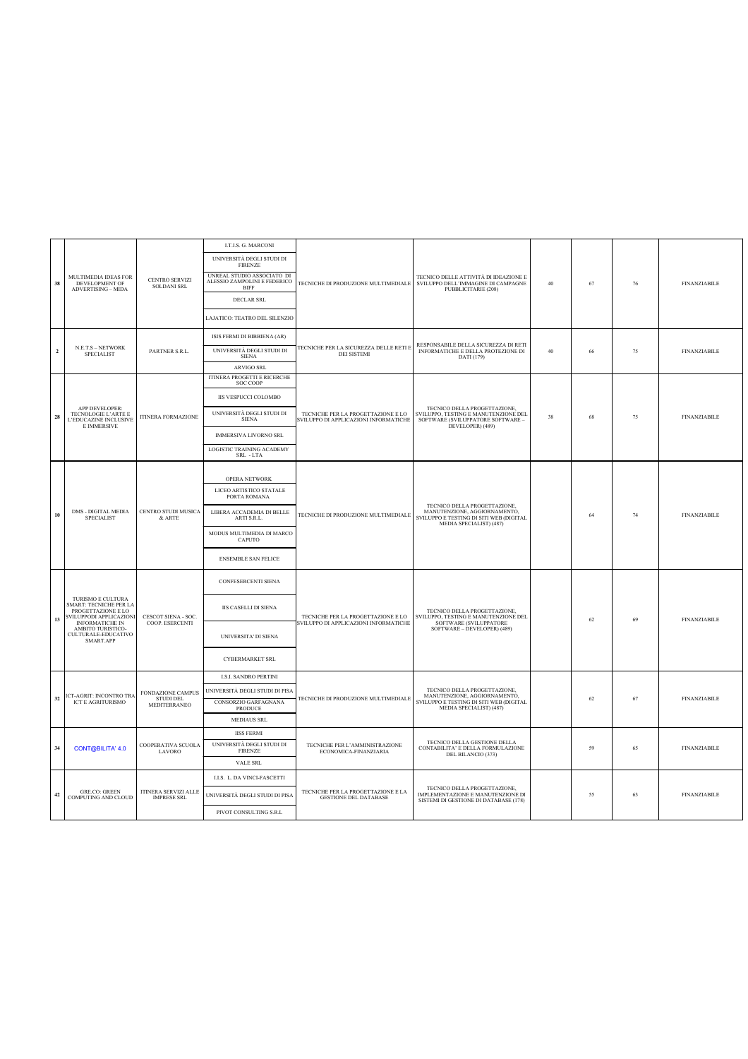| | | | | | | | | | |
|---|---|---|---|---|---|---|---|---|---|
| 38 | MULTIMEDIA IDEAS FOR DEVELOPMENT OF ADVERTISING – MIDA | CENTRO SERVIZI SOLDANI SRL | I.T.I.S. G. MARCONI<br>UNIVERSITÀ DEGLI STUDI DI FIRENZE<br>UNREAL STUDIO ASSOCIATO DI ALESSIO ZAMPOLINI E FEDERICO BIFF<br>DECLAR SRL<br>LAJATICO: TEATRO DEL SILENZIO | TECNICHE DI PRODUZIONE MULTIMEDIALE | TECNICO DELLE ATTIVITÀ DI IDEAZIONE E SVILUPPO DELL'IMMAGINE DI CAMPAGNE PUBBLICITARIE (208) | 40 | 67 | 76 | FINANZIABILE |
| 2 | N.E.T.S – NETWORK SPECIALIST | PARTNER S.R.L. | ISIS FERMI DI BIBBIENA (AR)<br>UNIVERSITÀ DEGLI STUDI DI SIENA<br>ARVIGO SRL | TECNICHE PER LA SICUREZZA DELLE RETI E DEI SISTEMI | RESPONSABILE DELLA SICUREZZA DI RETI INFORMATICHE E DELLA PROTEZIONE DI DATI (179) | 40 | 66 | 75 | FINANZIABILE |
| 28 | APP DEVELOPER: TECNOLOGIE L'ARTE E L'EDUCAZINE INCLUSIVE E IMMERSIVE | ITINERA FORMAZIONE | ITINERA PROGETTI E RICERCHE SOC COOP<br>IIS VESPUCCI COLOMBO<br>UNIVERSITÀ DEGLI STUDI DI SIENA<br>IMMERSIVA LIVORNO SRL<br>LOGISTIC TRAINING ACADEMY SRL - LTA | TECNICHE PER LA PROGETTAZIONE E LO SVILUPPO DI APPLICAZIONI INFORMATICHE | TECNICO DELLA PROGETTAZIONE, SVILUPPO, TESTING E MANUTENZIONE DEL SOFTWARE (SVILUPPATORE SOFTWARE – DEVELOPER) (489) | 38 | 68 | 75 | FINANZIABILE |
| 10 | DMS - DIGITAL MEDIA SPECIALIST | CENTRO STUDI MUSICA & ARTE | OPERA NETWORK<br>LICEO ARTISTICO STATALE PORTA ROMANA<br>LIBERA ACCADEMIA DI BELLE ARTI S.R.L.<br>MODUS MULTIMEDIA DI MARCO CAPUTO<br>ENSEMBLE SAN FELICE | TECNICHE DI PRODUZIONE MULTIMEDIALE | TECNICO DELLA PROGETTAZIONE, MANUTENZIONE, AGGIORNAMENTO, SVILUPPO E TESTING DI SITI WEB (DIGITAL MEDIA SPECIALIST) (487) | | 64 | 74 | FINANZIABILE |
| 13 | TURISMO E CULTURA SMART: TECNICHE PER LA PROGETTAZIONE E LO SVILUPPODI APPLICAZIONI INFORMATICHE IN AMBITO TURISTICO-CULTURALE-EDUCATIVO SMART.APP | CESCOT SIENA - SOC. COOP. ESERCENTI | CONFESERCENTI SIENA<br>IIS CASELLI DI SIENA<br>UNIVERSITA' DI SIENA<br>CYBERMARKET SRL | TECNICHE PER LA PROGETTAZIONE E LO SVILUPPO DI APPLICAZIONI INFORMATICHE | TECNICO DELLA PROGETTAZIONE, SVILUPPO, TESTING E MANUTENZIONE DEL SOFTWARE (SVILUPPATORE SOFTWARE – DEVELOPER) (489) | | 62 | 69 | FINANZIABILE |
| 32 | ICT-AGRIT: INCONTRO TRA ICT E AGRITURISMO | FONDAZIONE CAMPUS STUDI DEL MEDITERRANEO | I.S.I. SANDRO PERTINI<br>UNIVERSITÀ DEGLI STUDI DI PISA<br>CONSORZIO GARFAGNANA PRODUCE<br>MEDIAUS SRL | TECNICHE DI PRODUZIONE MULTIMEDIALE | TECNICO DELLA PROGETTAZIONE, MANUTENZIONE, AGGIORNAMENTO, SVILUPPO E TESTING DI SITI WEB (DIGITAL MEDIA SPECIALIST) (487) | | 62 | 67 | FINANZIABILE |
| 34 | CONT@BILITA' 4.0 | COOPERATIVA SCUOLA LAVORO | IISS FERMI<br>UNIVERSITÀ DEGLI STUDI DI FIRENZE<br>VALE SRL | TECNICHE PER L'AMMINISTRAZIONE ECONOMICA-FINANZIARIA | TECNICO DELLA GESTIONE DELLA CONTABILITA' E DELLA FORMULAZIONE DEL BILANCIO (373) | | 59 | 65 | FINANZIABILE |
| 42 | GRE.CO: GREEN COMPUTING AND CLOUD | ITINERA SERVIZI ALLE IMPRESE SRL | I.I.S. L. DA VINCI-FASCETTI<br>UNIVERSITÀ DEGLI STUDI DI PISA<br>PIVOT CONSULTING S.R.L | TECNICHE PER LA PROGETTAZIONE E LA GESTIONE DEL DATABASE | TECNICO DELLA PROGETTAZIONE, IMPLEMENTAZIONE E MANUTENZIONE DI SISTEMI DI GESTIONE DI DATABASE (178) | | 55 | 63 | FINANZIABILE |